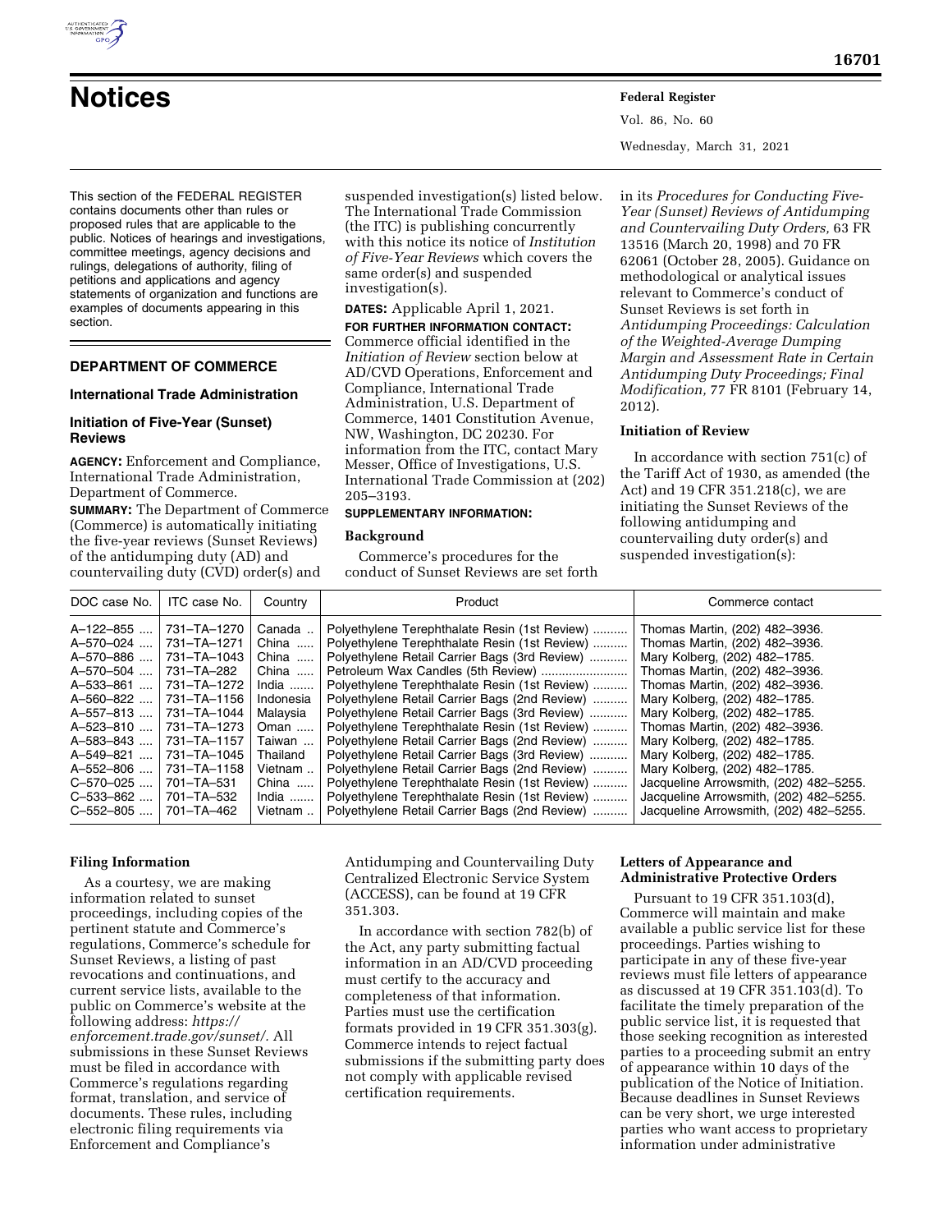# Notices

This section of the FEDERAL REGISTER contains documents other than rules or proposed rules that are applicable to the public. Notices of hearings and investigations, committee meetings, agency decisions and rulings, delegations of authority, filing of petitions and applications and agency statements of organization and functions are examples of documents appearing in this section.

## DEPARTMENT OF COMMERCE

### International Trade Administration

### Initiation of Five-Year (Sunset) Reviews

**AGENCY:** Enforcement and Compliance, International Trade Administration, Department of Commerce.

**SUMMARY:** The Department of Commerce (Commerce) is automatically initiating the five-year reviews (Sunset Reviews) of the antidumping duty (AD) and countervailing duty (CVD) order(s) and suspended investigation(s) listed below. The International Trade Commission (the ITC) is publishing concurrently with this notice its notice of *Institution of Five-Year Reviews* which covers the same order(s) and suspended investigation(s).

**DATES:** Applicable April 1, 2021.

**FOR FURTHER INFORMATION CONTACT:** Commerce official identified in the *Initiation of Review* section below at AD/CVD Operations, Enforcement and Compliance, International Trade Administration, U.S. Department of Commerce, 1401 Constitution Avenue, NW, Washington, DC 20230. For information from the ITC, contact Mary Messer, Office of Investigations, U.S. International Trade Commission at (202) 205–3193.

**SUPPLEMENTARY INFORMATION:**

**Background**

Commerce's procedures for the conduct of Sunset Reviews are set forth in its *Procedures for Conducting Five-Year (Sunset) Reviews of Antidumping and Countervailing Duty Orders,* 63 FR 13516 (March 20, 1998) and 70 FR 62061 (October 28, 2005). Guidance on methodological or analytical issues relevant to Commerce's conduct of Sunset Reviews is set forth in *Antidumping Proceedings: Calculation of the Weighted-Average Dumping Margin and Assessment Rate in Certain Antidumping Duty Proceedings; Final Modification,* 77 FR 8101 (February 14, 2012).

**Initiation of Review**

In accordance with section 751(c) of the Tariff Act of 1930, as amended (the Act) and 19 CFR 351.218(c), we are initiating the Sunset Reviews of the following antidumping and countervailing duty order(s) and suspended investigation(s):

| DOC case No. | ITC case No. | Country | Product | Commerce contact |
|---|---|---|---|---|
| A–122–855 | 731–TA–1270 | Canada | Polyethylene Terephthalate Resin (1st Review) | Thomas Martin, (202) 482–3936. |
| A–570–024 | 731–TA–1271 | China | Polyethylene Terephthalate Resin (1st Review) | Thomas Martin, (202) 482–3936. |
| A–570–886 | 731–TA–1043 | China | Polyethylene Retail Carrier Bags (3rd Review) | Mary Kolberg, (202) 482–1785. |
| A–570–504 | 731–TA–282 | China | Petroleum Wax Candles (5th Review) | Thomas Martin, (202) 482–3936. |
| A–533–861 | 731–TA–1272 | India | Polyethylene Terephthalate Resin (1st Review) | Thomas Martin, (202) 482–3936. |
| A–560–822 | 731–TA–1156 | Indonesia | Polyethylene Retail Carrier Bags (2nd Review) | Mary Kolberg, (202) 482–1785. |
| A–557–813 | 731–TA–1044 | Malaysia | Polyethylene Retail Carrier Bags (3rd Review) | Mary Kolberg, (202) 482–1785. |
| A–523–810 | 731–TA–1273 | Oman | Polyethylene Terephthalate Resin (1st Review) | Thomas Martin, (202) 482–3936. |
| A–583–843 | 731–TA–1157 | Taiwan | Polyethylene Retail Carrier Bags (2nd Review) | Mary Kolberg, (202) 482–1785. |
| A–549–821 | 731–TA–1045 | Thailand | Polyethylene Retail Carrier Bags (3rd Review) | Mary Kolberg, (202) 482–1785. |
| A–552–806 | 731–TA–1158 | Vietnam | Polyethylene Retail Carrier Bags (2nd Review) | Mary Kolberg, (202) 482–1785. |
| C–570–025 | 701–TA–531 | China | Polyethylene Terephthalate Resin (1st Review) | Jacqueline Arrowsmith, (202) 482–5255. |
| C–533–862 | 701–TA–532 | India | Polyethylene Terephthalate Resin (1st Review) | Jacqueline Arrowsmith, (202) 482–5255. |
| C–552–805 | 701–TA–462 | Vietnam | Polyethylene Retail Carrier Bags (2nd Review) | Jacqueline Arrowsmith, (202) 482–5255. |

**Filing Information**

As a courtesy, we are making information related to sunset proceedings, including copies of the pertinent statute and Commerce's regulations, Commerce's schedule for Sunset Reviews, a listing of past revocations and continuations, and current service lists, available to the public on Commerce's website at the following address: *https://enforcement.trade.gov/sunset/.* All submissions in these Sunset Reviews must be filed in accordance with Commerce's regulations regarding format, translation, and service of documents. These rules, including electronic filing requirements via Enforcement and Compliance's Antidumping and Countervailing Duty Centralized Electronic Service System (ACCESS), can be found at 19 CFR 351.303.

In accordance with section 782(b) of the Act, any party submitting factual information in an AD/CVD proceeding must certify to the accuracy and completeness of that information. Parties must use the certification formats provided in 19 CFR 351.303(g). Commerce intends to reject factual submissions if the submitting party does not comply with applicable revised certification requirements.

**Letters of Appearance and Administrative Protective Orders**

Pursuant to 19 CFR 351.103(d), Commerce will maintain and make available a public service list for these proceedings. Parties wishing to participate in any of these five-year reviews must file letters of appearance as discussed at 19 CFR 351.103(d). To facilitate the timely preparation of the public service list, it is requested that those seeking recognition as interested parties to a proceeding submit an entry of appearance within 10 days of the publication of the Notice of Initiation. Because deadlines in Sunset Reviews can be very short, we urge interested parties who want access to proprietary information under administrative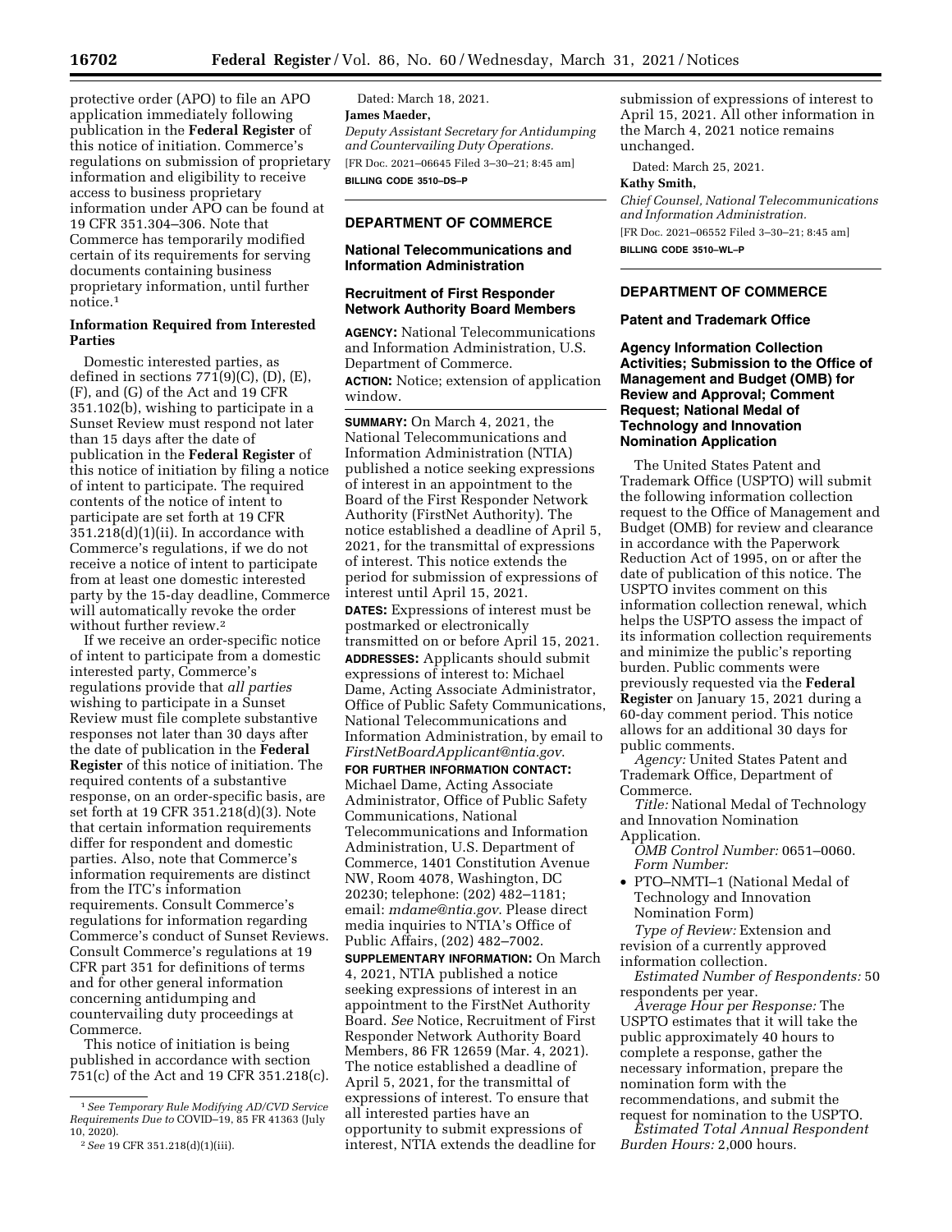protective order (APO) to file an APO application immediately following publication in the **Federal Register** of this notice of initiation. Commerce's regulations on submission of proprietary information and eligibility to receive access to business proprietary information under APO can be found at 19 CFR 351.304–306. Note that Commerce has temporarily modified certain of its requirements for serving documents containing business proprietary information, until further notice.[1]

### Information Required from Interested Parties

Domestic interested parties, as defined in sections 771(9)(C), (D), (E), (F), and (G) of the Act and 19 CFR 351.102(b), wishing to participate in a Sunset Review must respond not later than 15 days after the date of publication in the **Federal Register** of this notice of initiation by filing a notice of intent to participate. The required contents of the notice of intent to participate are set forth at 19 CFR 351.218(d)(1)(ii). In accordance with Commerce's regulations, if we do not receive a notice of intent to participate from at least one domestic interested party by the 15-day deadline, Commerce will automatically revoke the order without further review.[2]

If we receive an order-specific notice of intent to participate from a domestic interested party, Commerce's regulations provide that *all parties* wishing to participate in a Sunset Review must file complete substantive responses not later than 30 days after the date of publication in the **Federal Register** of this notice of initiation. The required contents of a substantive response, on an order-specific basis, are set forth at 19 CFR 351.218(d)(3). Note that certain information requirements differ for respondent and domestic parties. Also, note that Commerce's information requirements are distinct from the ITC's information requirements. Consult Commerce's regulations for information regarding Commerce's conduct of Sunset Reviews. Consult Commerce's regulations at 19 CFR part 351 for definitions of terms and for other general information concerning antidumping and countervailing duty proceedings at Commerce.

This notice of initiation is being published in accordance with section 751(c) of the Act and 19 CFR 351.218(c).

[1] *See Temporary Rule Modifying AD/CVD Service Requirements Due to* COVID–19, 85 FR 41363 (July 10, 2020).

[2] *See* 19 CFR 351.218(d)(1)(iii).

Dated: March 18, 2021.

**James Maeder,**

*Deputy Assistant Secretary for Antidumping and Countervailing Duty Operations.*

[FR Doc. 2021–06645 Filed 3–30–21; 8:45 am]

**BILLING CODE 3510–DS–P**

---

## DEPARTMENT OF COMMERCE

### National Telecommunications and Information Administration

### Recruitment of First Responder Network Authority Board Members

**AGENCY:** National Telecommunications and Information Administration, U.S. Department of Commerce.

**ACTION:** Notice; extension of application window.

**SUMMARY:** On March 4, 2021, the National Telecommunications and Information Administration (NTIA) published a notice seeking expressions of interest in an appointment to the Board of the First Responder Network Authority (FirstNet Authority). The notice established a deadline of April 5, 2021, for the transmittal of expressions of interest. This notice extends the period for submission of expressions of interest until April 15, 2021.

**DATES:** Expressions of interest must be postmarked or electronically transmitted on or before April 15, 2021.

**ADDRESSES:** Applicants should submit expressions of interest to: Michael Dame, Acting Associate Administrator, Office of Public Safety Communications, National Telecommunications and Information Administration, by email to *FirstNetBoardApplicant@ntia.gov*.

**FOR FURTHER INFORMATION CONTACT:** Michael Dame, Acting Associate Administrator, Office of Public Safety Communications, National Telecommunications and Information Administration, U.S. Department of Commerce, 1401 Constitution Avenue NW, Room 4078, Washington, DC 20230; telephone: (202) 482–1181; email: *mdame@ntia.gov*. Please direct media inquiries to NTIA's Office of Public Affairs, (202) 482–7002.

**SUPPLEMENTARY INFORMATION:** On March 4, 2021, NTIA published a notice seeking expressions of interest in an appointment to the FirstNet Authority Board. *See* Notice, Recruitment of First Responder Network Authority Board Members, 86 FR 12659 (Mar. 4, 2021). The notice established a deadline of April 5, 2021, for the transmittal of expressions of interest. To ensure that all interested parties have an opportunity to submit expressions of interest, NTIA extends the deadline for submission of expressions of interest to April 15, 2021. All other information in the March 4, 2021 notice remains unchanged.

Dated: March 25, 2021.

**Kathy Smith,**

*Chief Counsel, National Telecommunications and Information Administration.*

[FR Doc. 2021–06552 Filed 3–30–21; 8:45 am]

**BILLING CODE 3510–WL–P**

---

## DEPARTMENT OF COMMERCE

### Patent and Trademark Office

### Agency Information Collection Activities; Submission to the Office of Management and Budget (OMB) for Review and Approval; Comment Request; National Medal of Technology and Innovation Nomination Application

The United States Patent and Trademark Office (USPTO) will submit the following information collection request to the Office of Management and Budget (OMB) for review and clearance in accordance with the Paperwork Reduction Act of 1995, on or after the date of publication of this notice. The USPTO invites comment on this information collection renewal, which helps the USPTO assess the impact of its information collection requirements and minimize the public's reporting burden. Public comments were previously requested via the **Federal Register** on January 15, 2021 during a 60-day comment period. This notice allows for an additional 30 days for public comments.

*Agency:* United States Patent and Trademark Office, Department of Commerce.

*Title:* National Medal of Technology and Innovation Nomination Application.

*OMB Control Number:* 0651–0060.

*Form Number:*

- PTO–NMTI–1 (National Medal of Technology and Innovation Nomination Form)

*Type of Review:* Extension and revision of a currently approved information collection.

*Estimated Number of Respondents:* 50 respondents per year.

*Average Hour per Response:* The USPTO estimates that it will take the public approximately 40 hours to complete a response, gather the necessary information, prepare the nomination form with the recommendations, and submit the request for nomination to the USPTO.

*Estimated Total Annual Respondent Burden Hours:* 2,000 hours.